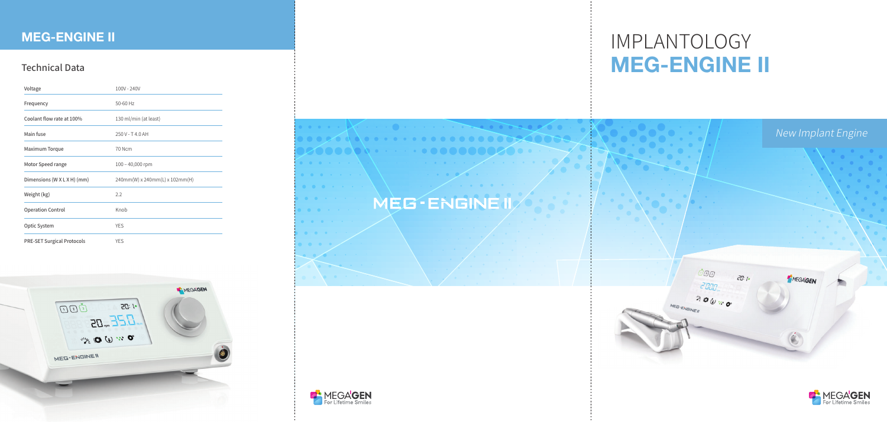## MEG-ENGINE II

### Technical Data

| | |
|---|---|
| Voltage | 100V - 240V |
| Frequency | 50-60 Hz |
| Coolant flow rate at 100% | 130 ml/min (at least) |
| Main fuse | 250 V - T 4.0 AH |
| Maximum Torque | 70 Ncm |
| Motor Speed range | 100 – 40,000 rpm |
| Dimensions (W X L X H) (mm) | 240mm(W) x 240mm(L) x 102mm(H) |
| Weight (kg) | 2.2 |
| Operation Control | Knob |
| Optic System | YES |
| PRE-SET Surgical Protocols | YES |

MEG-ENGINE II

MEGAGEN
For Lifetime Smiles

# IMPLANTOLOGY
# MEG-ENGINE II

*New Implant Engine*

MEGAGEN
For Lifetime Smiles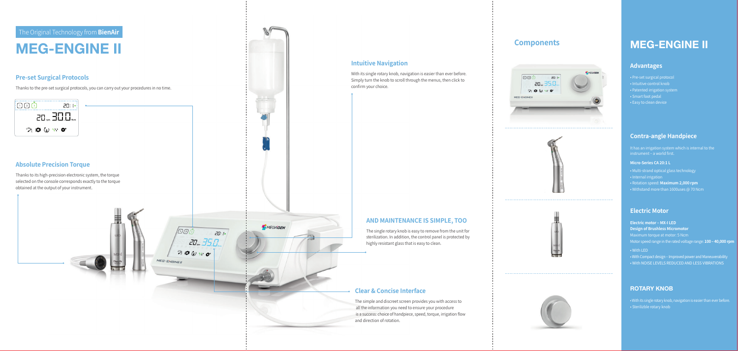The Original Technology from **BienAir**

# MEG-ENGINE II

### Pre-set Surgical Protocols

Thanks to the pre-set surgical protocols, you can carry out your procedures in no time.

### Absolute Precision Torque

Thanks to its high-precision electronic system, the torque selected on the console corresponds exactly to the torque obtained at the output of your instrument.

### Intuitive Navigation

With its single rotary knob, navigation is easier than ever before. Simply turn the knob to scroll through the menus, then click to confirm your choice.

### AND MAINTENANCE IS SIMPLE, TOO

The single rotary knob is easy to remove from the unit for sterilization. In addition, the control panel is protected by highly resistant glass that is easy to clean.

### Clear & Concise Interface

The simple and discreet screen provides you with access to all the information you need to ensure your procedure is a success: choice of handpiece, speed, torque, irrigation flow and direction of rotation.

## Components

# MEG-ENGINE II

### Advantages

- Pre-set surgical protocol
- Intuitive control knob
- Patented irrigation system
- Smart foot pedal
- Easy to clean device

### Contra-angle Handpiece

It has an irrigation system which is internal to the instrument – a world first.

**Micro-Series CA 20:1 L**

- Multi-strand optical glass technology
- Internal irrigation
- Rotation speed: **Maximum 2,000 rpm**
- Withstand more than 1600uses @ 70 Ncm

### Electric Motor

**Electric motor – MX-I LED**
**Design of Brushless Micromotor**
Maximum torque at motor: 5 Ncm
Motor speed range in the rated voltage range: **100 – 40,000 rpm**

- With LED
- With Compact design – Improved power and Maneuverability
- With NOISE LEVELS REDUCED AND LESS VIBRATIONS

### ROTARY KNOB

- With its single rotary knob, navigation is easier than ever before.
- Sterilizble rotary knob